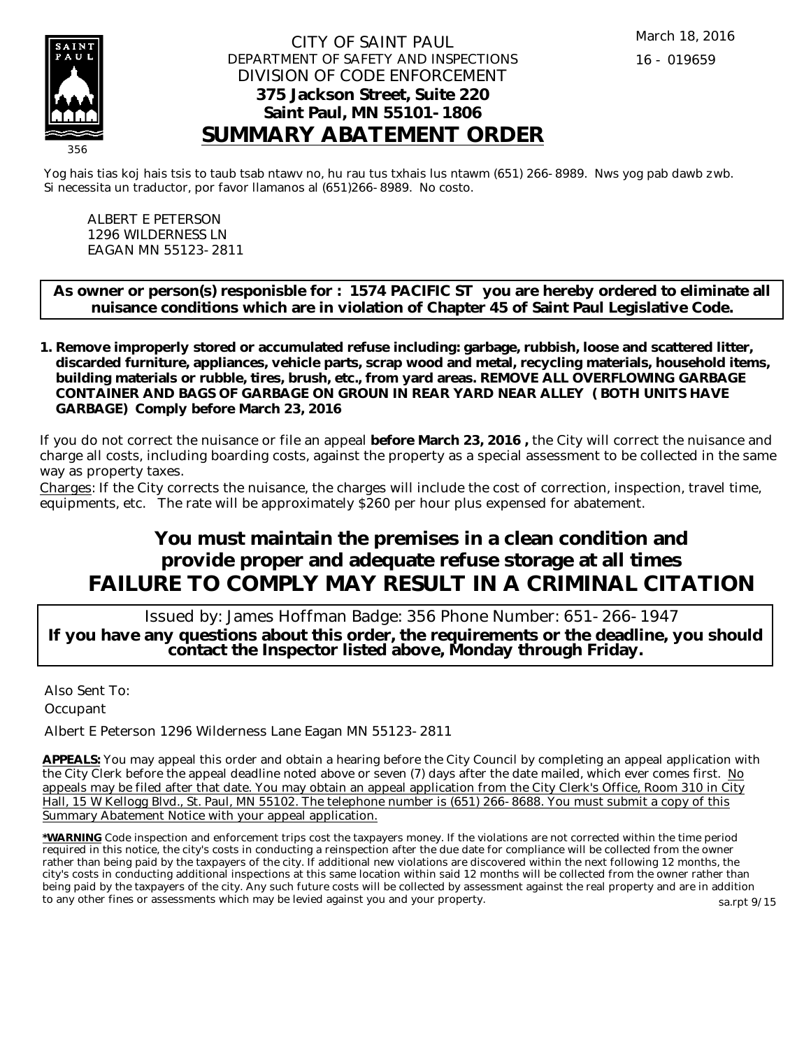March 18, 2016

16 - 019659

CITY OF SAINT PAUL
DEPARTMENT OF SAFETY AND INSPECTIONS
DIVISION OF CODE ENFORCEMENT
**375 Jackson Street, Suite 220**
**Saint Paul, MN 55101-1806**

# SUMMARY ABATEMENT ORDER

356

Yog hais tias koj hais tsis to taub tsab ntawv no, hu rau tus txhais lus ntawm (651) 266-8989. Nws yog pab dawb zwb.
Si necessita un traductor, por favor llamanos al (651)266-8989. No costo.

ALBERT E PETERSON
1296 WILDERNESS LN
EAGAN MN 55123-2811

**As owner or person(s) responisble for : 1574 PACIFIC ST you are hereby ordered to eliminate all nuisance conditions which are in violation of Chapter 45 of Saint Paul Legislative Code.**

1. **Remove improperly stored or accumulated refuse including: garbage, rubbish, loose and scattered litter, discarded furniture, appliances, vehicle parts, scrap wood and metal, recycling materials, household items, building materials or rubble, tires, brush, etc., from yard areas. REMOVE ALL OVERFLOWING GARBAGE CONTAINER AND BAGS OF GARBAGE ON GROUN IN REAR YARD NEAR ALLEY ( BOTH UNITS HAVE GARBAGE) Comply before March 23, 2016**

If you do not correct the nuisance or file an appeal **before March 23, 2016 ,** the City will correct the nuisance and charge all costs, including boarding costs, against the property as a special assessment to be collected in the same way as property taxes.

Charges: If the City corrects the nuisance, the charges will include the cost of correction, inspection, travel time, equipments, etc. The rate will be approximately $260 per hour plus expensed for abatement.

## You must maintain the premises in a clean condition and provide proper and adequate refuse storage at all times

## FAILURE TO COMPLY MAY RESULT IN A CRIMINAL CITATION

Issued by: James Hoffman Badge: 356 Phone Number: 651-266-1947

**If you have any questions about this order, the requirements or the deadline, you should contact the Inspector listed above, Monday through Friday.**

Also Sent To:

Occupant

Albert E Peterson 1296 Wilderness Lane Eagan MN 55123-2811

**APPEALS:** You may appeal this order and obtain a hearing before the City Council by completing an appeal application with the City Clerk before the appeal deadline noted above or seven (7) days after the date mailed, which ever comes first. No appeals may be filed after that date. You may obtain an appeal application from the City Clerk's Office, Room 310 in City Hall, 15 W Kellogg Blvd., St. Paul, MN 55102. The telephone number is (651) 266-8688. You must submit a copy of this Summary Abatement Notice with your appeal application.

**\*WARNING** Code inspection and enforcement trips cost the taxpayers money. If the violations are not corrected within the time period required in this notice, the city's costs in conducting a reinspection after the due date for compliance will be collected from the owner rather than being paid by the taxpayers of the city. If additional new violations are discovered within the next following 12 months, the city's costs in conducting additional inspections at this same location within said 12 months will be collected from the owner rather than being paid by the taxpayers of the city. Any such future costs will be collected by assessment against the real property and are in addition to any other fines or assessments which may be levied against you and your property.

sa.rpt 9/15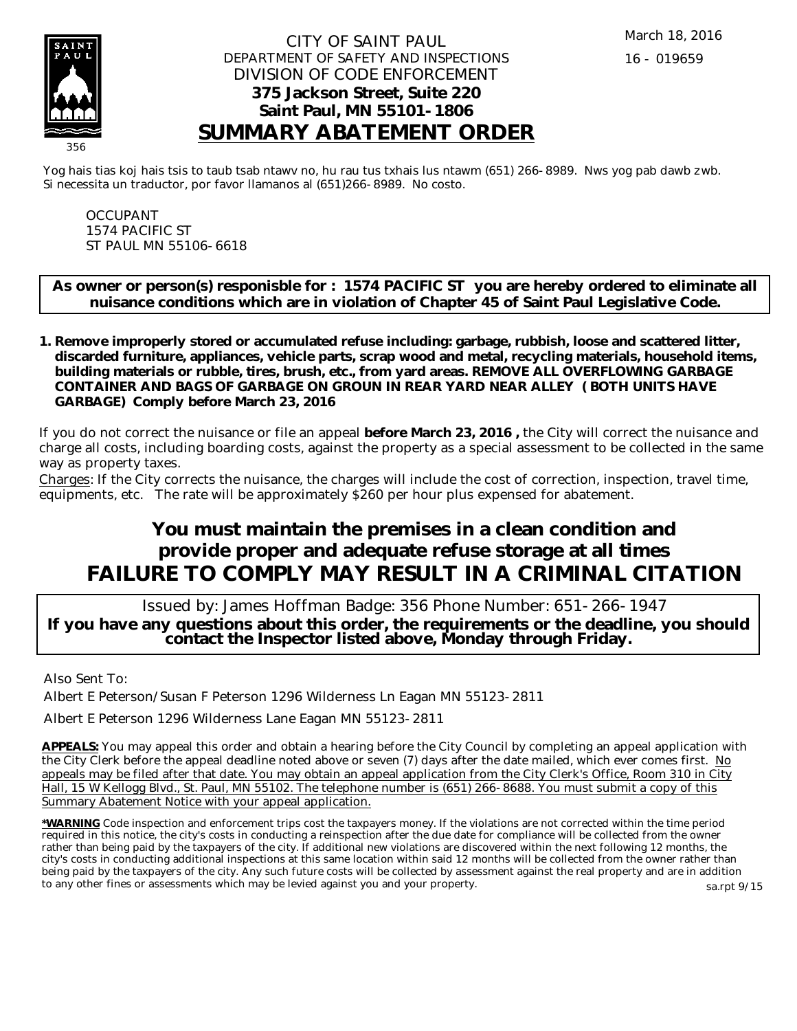CITY OF SAINT PAUL
DEPARTMENT OF SAFETY AND INSPECTIONS
DIVISION OF CODE ENFORCEMENT
**375 Jackson Street, Suite 220**
**Saint Paul, MN 55101-1806**

March 18, 2016

16 - 019659

356

# SUMMARY ABATEMENT ORDER

Yog hais tias koj hais tsis to taub tsab ntawv no, hu rau tus txhais lus ntawm (651) 266-8989. Nws yog pab dawb zwb.
Si necessita un traductor, por favor llamanos al (651)266-8989. No costo.

OCCUPANT
1574 PACIFIC ST
ST PAUL MN 55106-6618

**As owner or person(s) responisble for : 1574 PACIFIC ST you are hereby ordered to eliminate all nuisance conditions which are in violation of Chapter 45 of Saint Paul Legislative Code.**

1. **Remove improperly stored or accumulated refuse including: garbage, rubbish, loose and scattered litter, discarded furniture, appliances, vehicle parts, scrap wood and metal, recycling materials, household items, building materials or rubble, tires, brush, etc., from yard areas. REMOVE ALL OVERFLOWING GARBAGE CONTAINER AND BAGS OF GARBAGE ON GROUN IN REAR YARD NEAR ALLEY ( BOTH UNITS HAVE GARBAGE) Comply before March 23, 2016**

If you do not correct the nuisance or file an appeal **before March 23, 2016 ,** the City will correct the nuisance and charge all costs, including boarding costs, against the property as a special assessment to be collected in the same way as property taxes.

Charges: If the City corrects the nuisance, the charges will include the cost of correction, inspection, travel time, equipments, etc. The rate will be approximately $260 per hour plus expensed for abatement.

**You must maintain the premises in a clean condition and provide proper and adequate refuse storage at all times**
**FAILURE TO COMPLY MAY RESULT IN A CRIMINAL CITATION**

Issued by: James Hoffman Badge: 356 Phone Number: 651-266-1947
**If you have any questions about this order, the requirements or the deadline, you should contact the Inspector listed above, Monday through Friday.**

Also Sent To:

Albert E Peterson/Susan F Peterson 1296 Wilderness Ln Eagan MN 55123-2811

Albert E Peterson 1296 Wilderness Lane Eagan MN 55123-2811

**APPEALS:** You may appeal this order and obtain a hearing before the City Council by completing an appeal application with the City Clerk before the appeal deadline noted above or seven (7) days after the date mailed, which ever comes first. No appeals may be filed after that date. You may obtain an appeal application from the City Clerk's Office, Room 310 in City Hall, 15 W Kellogg Blvd., St. Paul, MN 55102. The telephone number is (651) 266-8688. You must submit a copy of this Summary Abatement Notice with your appeal application.

***WARNING** Code inspection and enforcement trips cost the taxpayers money. If the violations are not corrected within the time period required in this notice, the city's costs in conducting a reinspection after the due date for compliance will be collected from the owner rather than being paid by the taxpayers of the city. If additional new violations are discovered within the next following 12 months, the city's costs in conducting additional inspections at this same location within said 12 months will be collected from the owner rather than being paid by the taxpayers of the city. Any such future costs will be collected by assessment against the real property and are in addition to any other fines or assessments which may be levied against you and your property.

sa.rpt 9/15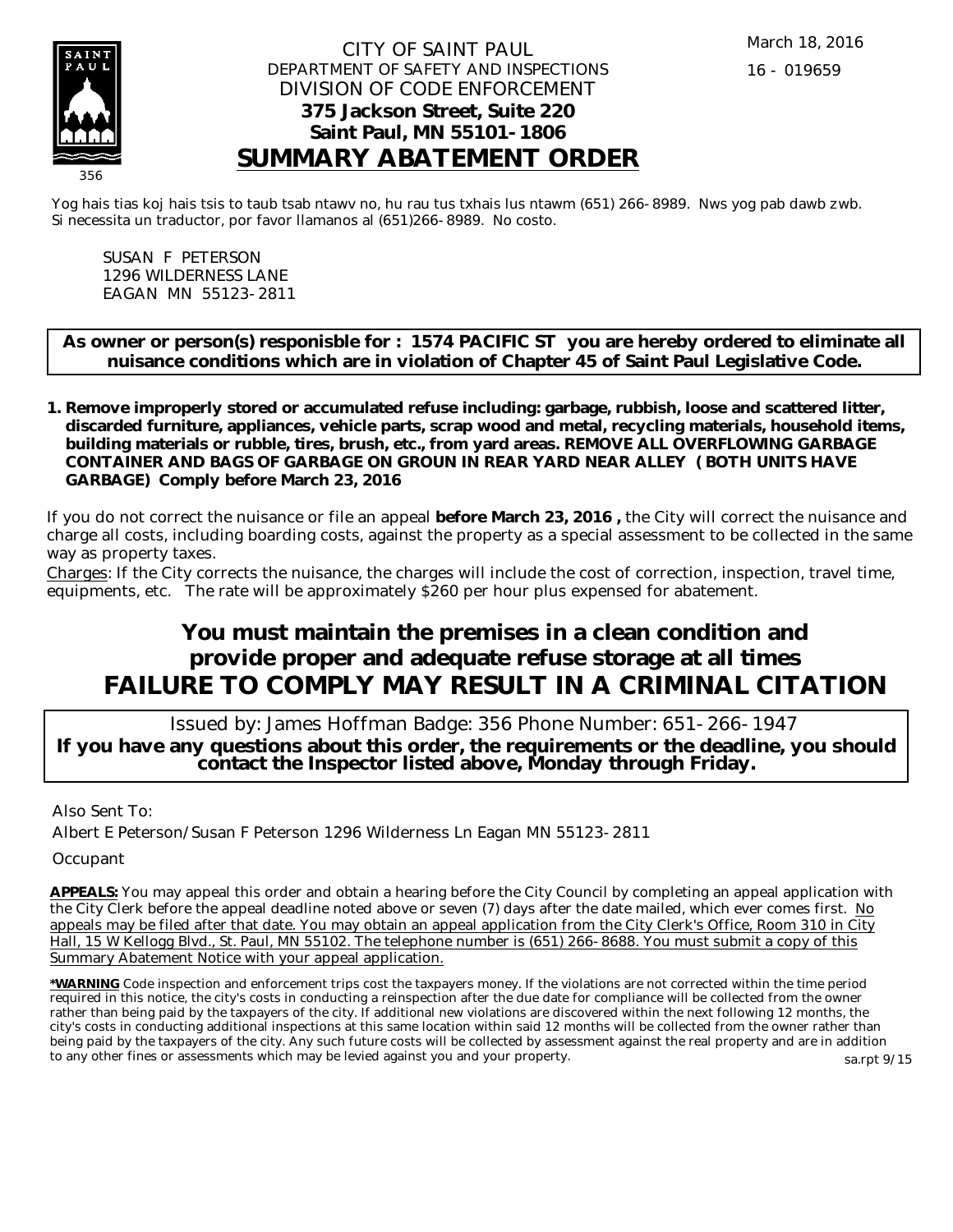March 18, 2016

16 - 019659

356

CITY OF SAINT PAUL
DEPARTMENT OF SAFETY AND INSPECTIONS
DIVISION OF CODE ENFORCEMENT
**375 Jackson Street, Suite 220**
**Saint Paul, MN 55101-1806**

# SUMMARY ABATEMENT ORDER

Yog hais tias koj hais tsis to taub tsab ntawv no, hu rau tus txhais lus ntawm (651) 266-8989. Nws yog pab dawb zwb.
Si necessita un traductor, por favor llamanos al (651)266-8989. No costo.

SUSAN F PETERSON
1296 WILDERNESS LANE
EAGAN MN 55123-2811

**As owner or person(s) responisble for : 1574 PACIFIC ST you are hereby ordered to eliminate all nuisance conditions which are in violation of Chapter 45 of Saint Paul Legislative Code.**

1. **Remove improperly stored or accumulated refuse including: garbage, rubbish, loose and scattered litter, discarded furniture, appliances, vehicle parts, scrap wood and metal, recycling materials, household items, building materials or rubble, tires, brush, etc., from yard areas. REMOVE ALL OVERFLOWING GARBAGE CONTAINER AND BAGS OF GARBAGE ON GROUN IN REAR YARD NEAR ALLEY ( BOTH UNITS HAVE GARBAGE) Comply before March 23, 2016**

If you do not correct the nuisance or file an appeal **before March 23, 2016 ,** the City will correct the nuisance and charge all costs, including boarding costs, against the property as a special assessment to be collected in the same way as property taxes.

Charges: If the City corrects the nuisance, the charges will include the cost of correction, inspection, travel time, equipments, etc. The rate will be approximately $260 per hour plus expensed for abatement.

## You must maintain the premises in a clean condition and provide proper and adequate refuse storage at all times
## FAILURE TO COMPLY MAY RESULT IN A CRIMINAL CITATION

Issued by: James Hoffman Badge: 356 Phone Number: 651-266-1947
**If you have any questions about this order, the requirements or the deadline, you should contact the Inspector listed above, Monday through Friday.**

Also Sent To:

Albert E Peterson/Susan F Peterson 1296 Wilderness Ln Eagan MN 55123-2811

Occupant

**APPEALS:** You may appeal this order and obtain a hearing before the City Council by completing an appeal application with the City Clerk before the appeal deadline noted above or seven (7) days after the date mailed, which ever comes first. No appeals may be filed after that date. You may obtain an appeal application from the City Clerk's Office, Room 310 in City Hall, 15 W Kellogg Blvd., St. Paul, MN 55102. The telephone number is (651) 266-8688. You must submit a copy of this Summary Abatement Notice with your appeal application.

**\*WARNING** Code inspection and enforcement trips cost the taxpayers money. If the violations are not corrected within the time period required in this notice, the city's costs in conducting a reinspection after the due date for compliance will be collected from the owner rather than being paid by the taxpayers of the city. If additional new violations are discovered within the next following 12 months, the city's costs in conducting additional inspections at this same location within said 12 months will be collected from the owner rather than being paid by the taxpayers of the city. Any such future costs will be collected by assessment against the real property and are in addition to any other fines or assessments which may be levied against you and your property.

sa.rpt 9/15